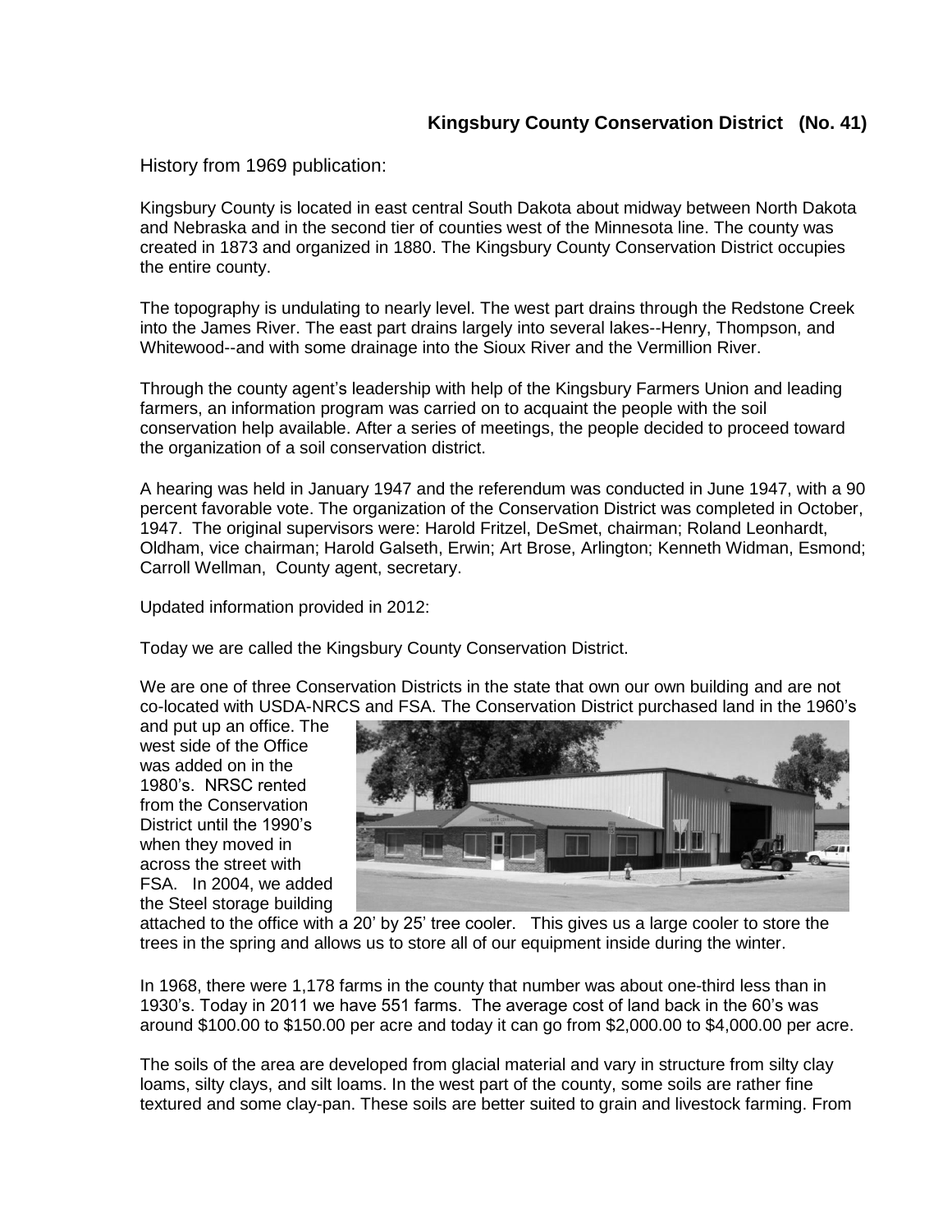## Kingsbury County Conservation District (No. 41)

History from 1969 publication:

Kingsbury County is located in east central South Dakota about midway between North Dakota and Nebraska and in the second tier of counties west of the Minnesota line. The county was created in 1873 and organized in 1880. The Kingsbury County Conservation District occupies the entire county.

The topography is undulating to nearly level. The west part drains through the Redstone Creek into the James River. The east part drains largely into several lakes--Henry, Thompson, and Whitewood--and with some drainage into the Sioux River and the Vermillion River.

Through the county agent's leadership with help of the Kingsbury Farmers Union and leading farmers, an information program was carried on to acquaint the people with the soil conservation help available. After a series of meetings, the people decided to proceed toward the organization of a soil conservation district.

A hearing was held in January 1947 and the referendum was conducted in June 1947, with a 90 percent favorable vote. The organization of the Conservation District was completed in October, 1947. The original supervisors were: Harold Fritzel, DeSmet, chairman; Roland Leonhardt, Oldham, vice chairman; Harold Galseth, Erwin; Art Brose, Arlington; Kenneth Widman, Esmond; Carroll Wellman, County agent, secretary.

Updated information provided in 2012:

Today we are called the Kingsbury County Conservation District.

We are one of three Conservation Districts in the state that own our own building and are not co-located with USDA-NRCS and FSA. The Conservation District purchased land in the 1960's and put up an office. The west side of the Office was added on in the 1980's. NRSC rented from the Conservation District until the 1990's when they moved in across the street with FSA. In 2004, we added the Steel storage building attached to the office with a 20' by 25' tree cooler. This gives us a large cooler to store the trees in the spring and allows us to store all of our equipment inside during the winter.

In 1968, there were 1,178 farms in the county that number was about one-third less than in 1930's. Today in 2011 we have 551 farms. The average cost of land back in the 60's was around $100.00 to $150.00 per acre and today it can go from $2,000.00 to $4,000.00 per acre.

The soils of the area are developed from glacial material and vary in structure from silty clay loams, silty clays, and silt loams. In the west part of the county, some soils are rather fine textured and some clay-pan. These soils are better suited to grain and livestock farming. From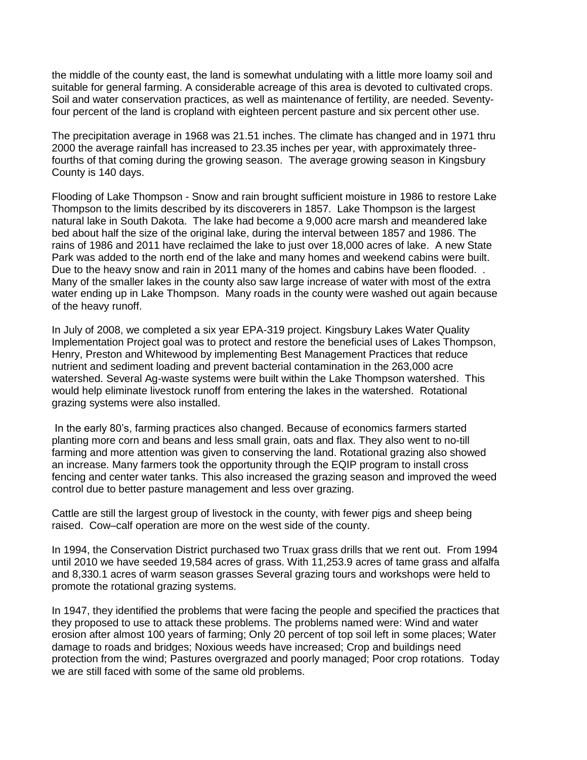the middle of the county east, the land is somewhat undulating with a little more loamy soil and suitable for general farming. A considerable acreage of this area is devoted to cultivated crops. Soil and water conservation practices, as well as maintenance of fertility, are needed. Seventy-four percent of the land is cropland with eighteen percent pasture and six percent other use.

The precipitation average in 1968 was 21.51 inches. The climate has changed and in 1971 thru 2000 the average rainfall has increased to 23.35 inches per year, with approximately three-fourths of that coming during the growing season. The average growing season in Kingsbury County is 140 days.

Flooding of Lake Thompson - Snow and rain brought sufficient moisture in 1986 to restore Lake Thompson to the limits described by its discoverers in 1857. Lake Thompson is the largest natural lake in South Dakota. The lake had become a 9,000 acre marsh and meandered lake bed about half the size of the original lake, during the interval between 1857 and 1986. The rains of 1986 and 2011 have reclaimed the lake to just over 18,000 acres of lake. A new State Park was added to the north end of the lake and many homes and weekend cabins were built. Due to the heavy snow and rain in 2011 many of the homes and cabins have been flooded. . Many of the smaller lakes in the county also saw large increase of water with most of the extra water ending up in Lake Thompson. Many roads in the county were washed out again because of the heavy runoff.

In July of 2008, we completed a six year EPA-319 project. Kingsbury Lakes Water Quality Implementation Project goal was to protect and restore the beneficial uses of Lakes Thompson, Henry, Preston and Whitewood by implementing Best Management Practices that reduce nutrient and sediment loading and prevent bacterial contamination in the 263,000 acre watershed. Several Ag-waste systems were built within the Lake Thompson watershed. This would help eliminate livestock runoff from entering the lakes in the watershed. Rotational grazing systems were also installed.

In the early 80's, farming practices also changed. Because of economics farmers started planting more corn and beans and less small grain, oats and flax. They also went to no-till farming and more attention was given to conserving the land. Rotational grazing also showed an increase. Many farmers took the opportunity through the EQIP program to install cross fencing and center water tanks. This also increased the grazing season and improved the weed control due to better pasture management and less over grazing.

Cattle are still the largest group of livestock in the county, with fewer pigs and sheep being raised. Cow–calf operation are more on the west side of the county.

In 1994, the Conservation District purchased two Truax grass drills that we rent out. From 1994 until 2010 we have seeded 19,584 acres of grass. With 11,253.9 acres of tame grass and alfalfa and 8,330.1 acres of warm season grasses Several grazing tours and workshops were held to promote the rotational grazing systems.

In 1947, they identified the problems that were facing the people and specified the practices that they proposed to use to attack these problems. The problems named were: Wind and water erosion after almost 100 years of farming; Only 20 percent of top soil left in some places; Water damage to roads and bridges; Noxious weeds have increased; Crop and buildings need protection from the wind; Pastures overgrazed and poorly managed; Poor crop rotations. Today we are still faced with some of the same old problems.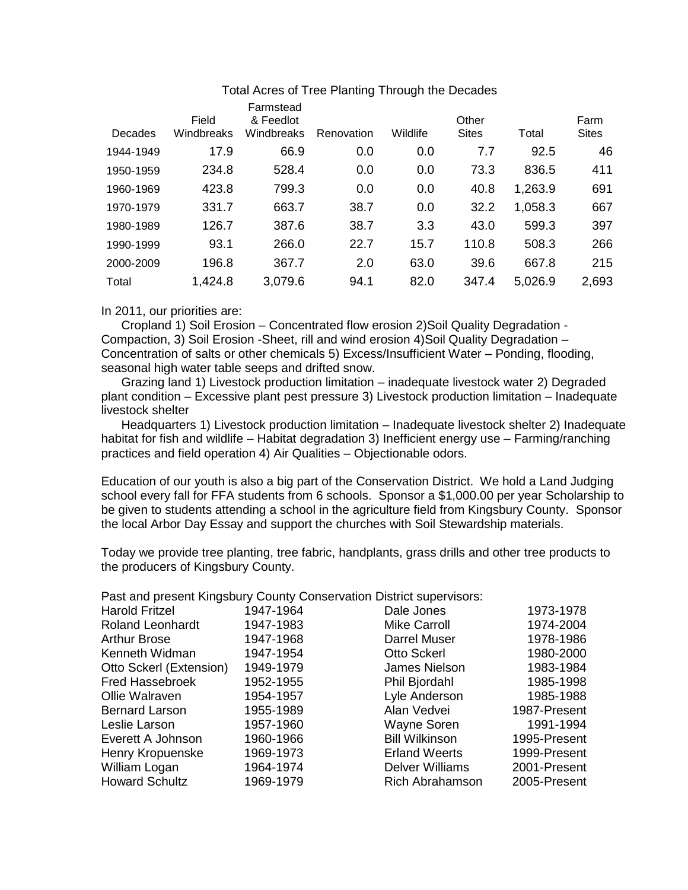## Total Acres of Tree Planting Through the Decades

| Decades | Field Windbreaks | Farmstead & Feedlot Windbreaks | Renovation | Wildlife | Other Sites | Total | Farm Sites |
|---|---|---|---|---|---|---|---|
| 1944-1949 | 17.9 | 66.9 | 0.0 | 0.0 | 7.7 | 92.5 | 46 |
| 1950-1959 | 234.8 | 528.4 | 0.0 | 0.0 | 73.3 | 836.5 | 411 |
| 1960-1969 | 423.8 | 799.3 | 0.0 | 0.0 | 40.8 | 1,263.9 | 691 |
| 1970-1979 | 331.7 | 663.7 | 38.7 | 0.0 | 32.2 | 1,058.3 | 667 |
| 1980-1989 | 126.7 | 387.6 | 38.7 | 3.3 | 43.0 | 599.3 | 397 |
| 1990-1999 | 93.1 | 266.0 | 22.7 | 15.7 | 110.8 | 508.3 | 266 |
| 2000-2009 | 196.8 | 367.7 | 2.0 | 63.0 | 39.6 | 667.8 | 215 |
| Total | 1,424.8 | 3,079.6 | 94.1 | 82.0 | 347.4 | 5,026.9 | 2,693 |

In 2011, our priorities are:

Cropland 1) Soil Erosion – Concentrated flow erosion 2)Soil Quality Degradation - Compaction, 3) Soil Erosion -Sheet, rill and wind erosion 4)Soil Quality Degradation – Concentration of salts or other chemicals 5) Excess/Insufficient Water – Ponding, flooding, seasonal high water table seeps and drifted snow.

Grazing land 1) Livestock production limitation – inadequate livestock water 2) Degraded plant condition – Excessive plant pest pressure 3) Livestock production limitation – Inadequate livestock shelter

Headquarters 1) Livestock production limitation – Inadequate livestock shelter 2) Inadequate habitat for fish and wildlife – Habitat degradation 3) Inefficient energy use – Farming/ranching practices and field operation 4) Air Qualities – Objectionable odors.

Education of our youth is also a big part of the Conservation District. We hold a Land Judging school every fall for FFA students from 6 schools. Sponsor a $1,000.00 per year Scholarship to be given to students attending a school in the agriculture field from Kingsbury County. Sponsor the local Arbor Day Essay and support the churches with Soil Stewardship materials.

Today we provide tree planting, tree fabric, handplants, grass drills and other tree products to the producers of Kingsbury County.

Past and present Kingsbury County Conservation District supervisors:

| | | | |
|---|---|---|---|
| Harold Fritzel | 1947-1964 | Dale Jones | 1973-1978 |
| Roland Leonhardt | 1947-1983 | Mike Carroll | 1974-2004 |
| Arthur Brose | 1947-1968 | Darrel Muser | 1978-1986 |
| Kenneth Widman | 1947-1954 | Otto Sckerl | 1980-2000 |
| Otto Sckerl (Extension) | 1949-1979 | James Nielson | 1983-1984 |
| Fred Hassebroek | 1952-1955 | Phil Bjordahl | 1985-1998 |
| Ollie Walraven | 1954-1957 | Lyle Anderson | 1985-1988 |
| Bernard Larson | 1955-1989 | Alan Vedvei | 1987-Present |
| Leslie Larson | 1957-1960 | Wayne Soren | 1991-1994 |
| Everett A Johnson | 1960-1966 | Bill Wilkinson | 1995-Present |
| Henry Kropuenske | 1969-1973 | Erland Weerts | 1999-Present |
| William Logan | 1964-1974 | Delver Williams | 2001-Present |
| Howard Schultz | 1969-1979 | Rich Abrahamson | 2005-Present |